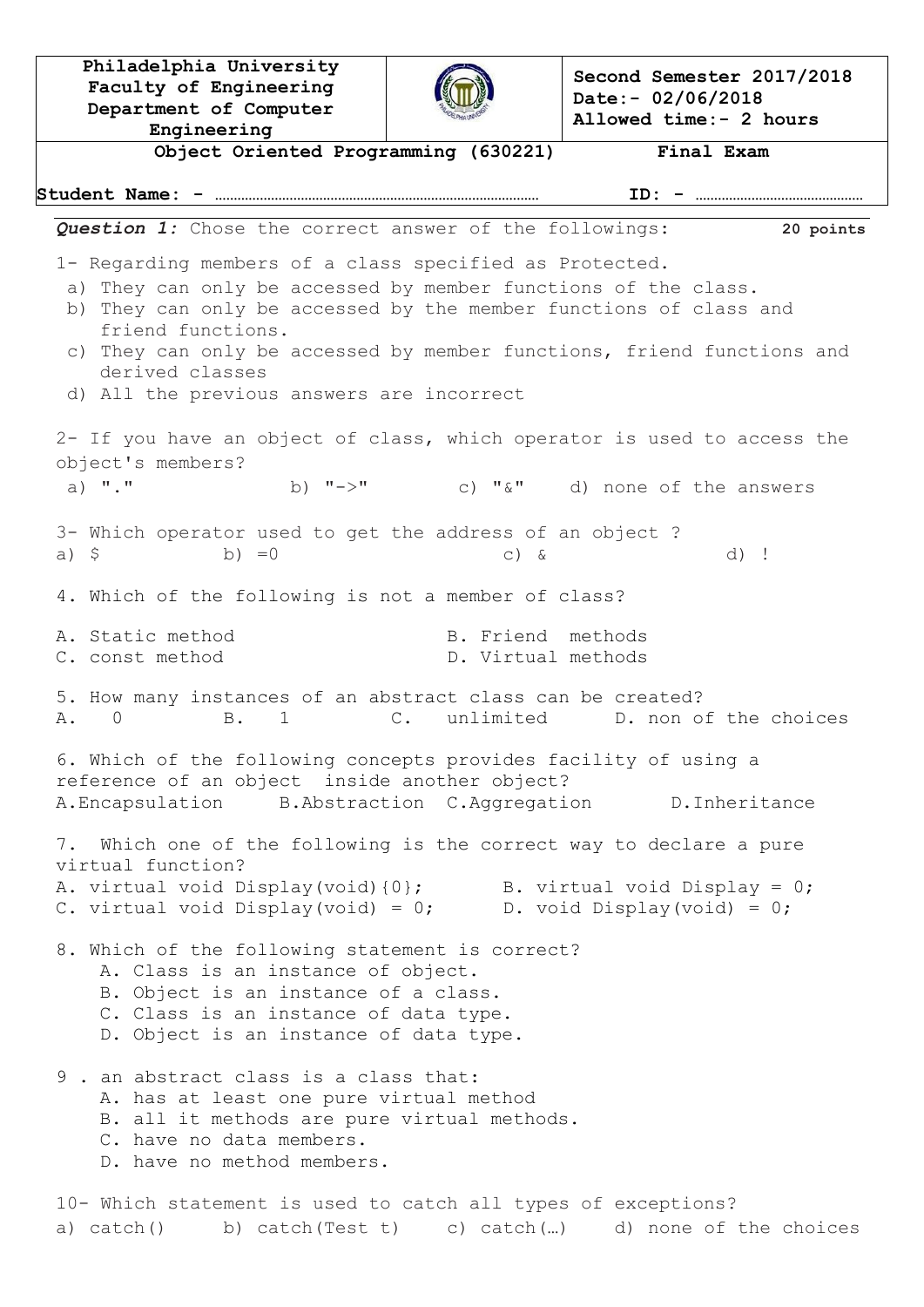| Philadelphia University Faculty of Engineering Department of Computer Engineering | | Second Semester 2017/2018 Date:- 02/06/2018 Allowed time:- 2 hours |
|---|---|---|
| Object Oriented Programming (630221) | | Final Exam |

**Student Name: -** …………………………………………………………………………… **ID: -** ………………………………………

***Question 1:*** Chose the correct answer of the followings: **20 points**

1- Regarding members of a class specified as Protected.

a) They can only be accessed by member functions of the class.
b) They can only be accessed by the member functions of class and friend functions.
c) They can only be accessed by member functions, friend functions and derived classes
d) All the previous answers are incorrect

2- If you have an object of class, which operator is used to access the object's members?

a) "." b) "->" c) "&" d) none of the answers

3- Which operator used to get the address of an object ?

a) $ b) =0 c) & d) !

4. Which of the following is not a member of class?

A. Static method B. Friend methods
C. const method D. Virtual methods

5. How many instances of an abstract class can be created?

A. 0 B. 1 C. unlimited D. non of the choices

6. Which of the following concepts provides facility of using a reference of an object inside another object?

A.Encapsulation B.Abstraction C.Aggregation D.Inheritance

7. Which one of the following is the correct way to declare a pure virtual function?

A. virtual void Display(void){0}; B. virtual void Display = 0;
C. virtual void Display(void) = 0; D. void Display(void) = 0;

8. Which of the following statement is correct?

A. Class is an instance of object.
B. Object is an instance of a class.
C. Class is an instance of data type.
D. Object is an instance of data type.

9 . an abstract class is a class that:

A. has at least one pure virtual method
B. all it methods are pure virtual methods.
C. have no data members.
D. have no method members.

10- Which statement is used to catch all types of exceptions?

a) catch() b) catch(Test t) c) catch(…) d) none of the choices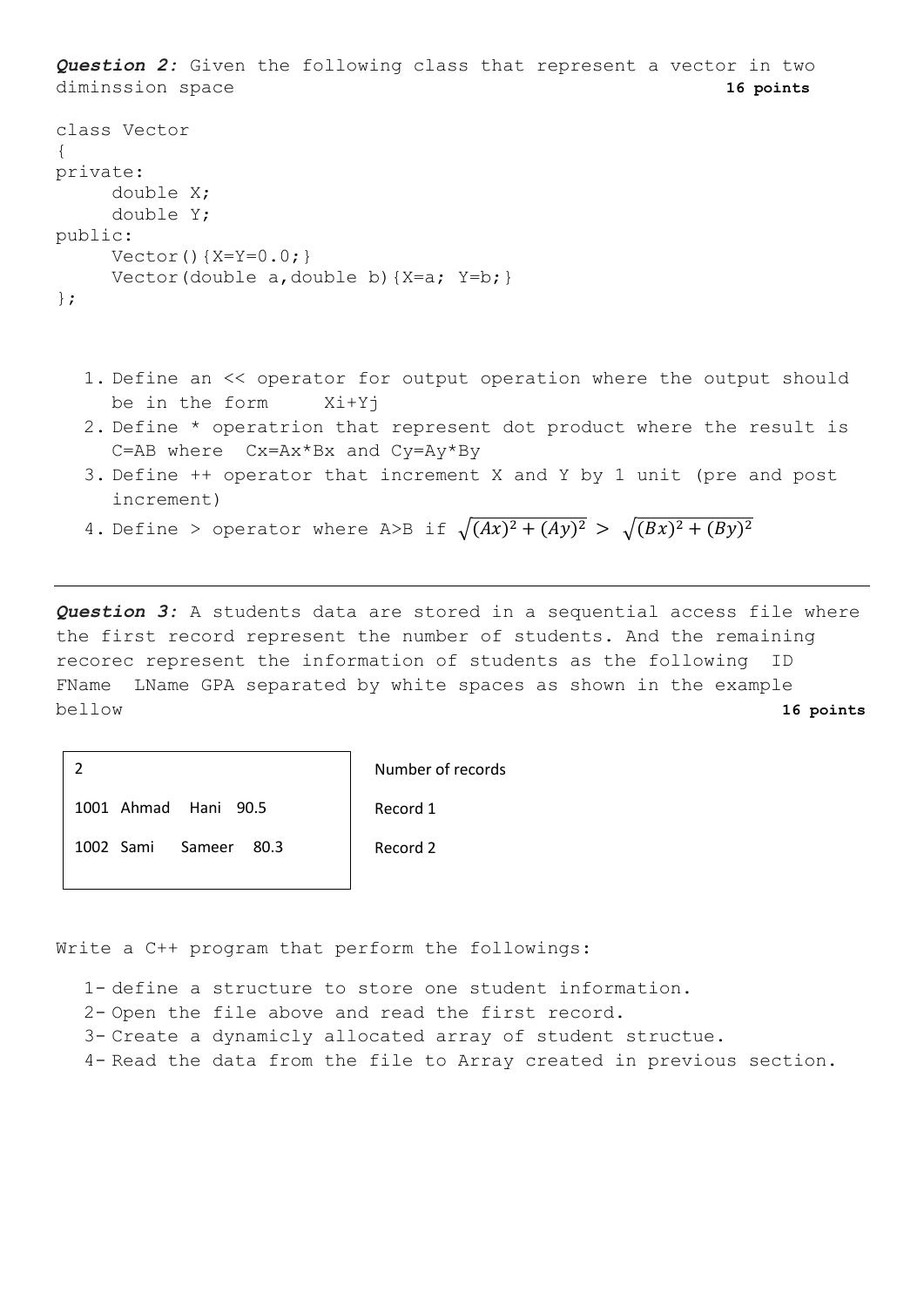***Question 2:*** Given the following class that represent a vector in two diminssion space **16 points**

```
class Vector
{
private:
     double X;
     double Y;
public:
     Vector(){X=Y=0.0;}
     Vector(double a,double b){X=a; Y=b;}
};
```

1. Define an << operator for output operation where the output should be in the form   Xi+Yj
2. Define * operatrion that represent dot product where the result is C=AB where  Cx=Ax*Bx and Cy=Ay*By
3. Define ++ operator that increment X and Y by 1 unit (pre and post increment)
4. Define > operator where A>B if $\sqrt{(Ax)^2 + (Ay)^2} > \sqrt{(Bx)^2 + (By)^2}$

---

***Question 3:*** A students data are stored in a sequential access file where the first record represent the number of students. And the remaining recorec represent the information of students as the following  ID FName  LName GPA separated by white spaces as shown in the example bellow **16 points**

| File content | |
|---|---|
| 2 | Number of records |
| 1001 Ahmad Hani 90.5 | Record 1 |
| 1002 Sami Sameer 80.3 | Record 2 |

Write a C++ program that perform the followings:

1- define a structure to store one student information.
2- Open the file above and read the first record.
3- Create a dynamicly allocated array of student structue.
4- Read the data from the file to Array created in previous section.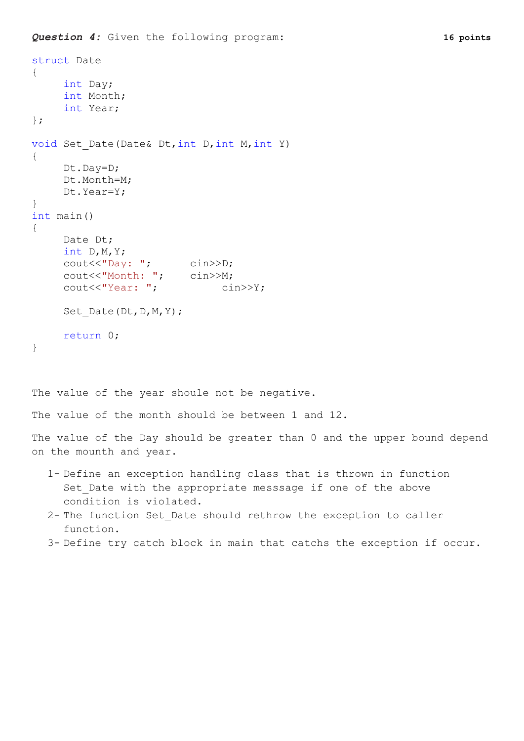***Question 4:*** Given the following program: **16 points**

```
struct Date
{
     int Day;
     int Month;
     int Year;
};

void Set_Date(Date& Dt,int D,int M,int Y)
{
     Dt.Day=D;
     Dt.Month=M;
     Dt.Year=Y;
}
int main()
{
     Date Dt;
     int D,M,Y;
     cout<<"Day: ";      cin>>D;
     cout<<"Month: ";    cin>>M;
     cout<<"Year: ";          cin>>Y;

     Set_Date(Dt,D,M,Y);

     return 0;
}
```

The value of the year shoule not be negative.

The value of the month should be between 1 and 12.

The value of the Day should be greater than 0 and the upper bound depend on the mounth and year.

1- Define an exception handling class that is thrown in function Set_Date with the appropriate messsage if one of the above condition is violated.
2- The function Set_Date should rethrow the exception to caller function.
3- Define try catch block in main that catchs the exception if occur.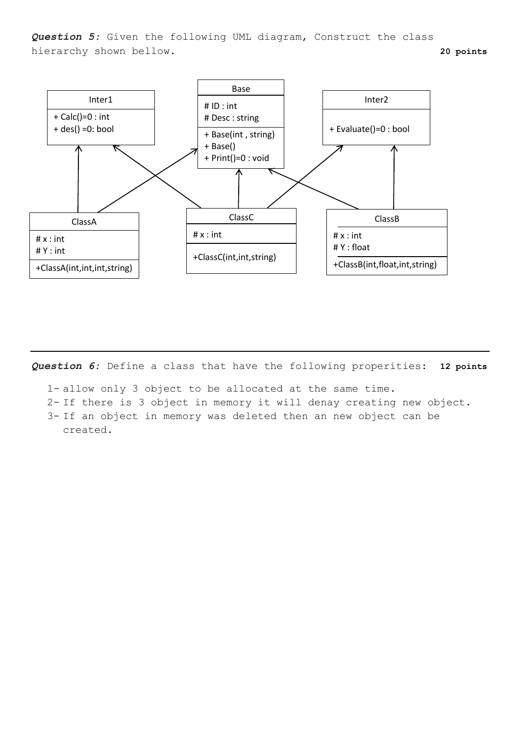***Question 5:*** Given the following UML diagram, Construct the class hierarchy shown bellow. **20 points**

Inter1
+ Calc()=0 : int
+ des() =0: bool

Base
# ID : int
# Desc : string
+ Base(int , string)
+ Base()
+ Print()=0 : void

Inter2
+ Evaluate()=0 : bool

ClassA
# x : int
# Y : int
+ClassA(int,int,int,string)

ClassC
# x : int
+ClassC(int,int,string)

ClassB
# x : int
# Y : float
+ClassB(int,float,int,string)

---

***Question 6:*** Define a class that have the following properities: **12 points**

1- allow only 3 object to be allocated at the same time.
2- If there is 3 object in memory it will denay creating new object.
3- If an object in memory was deleted then an new object can be created.